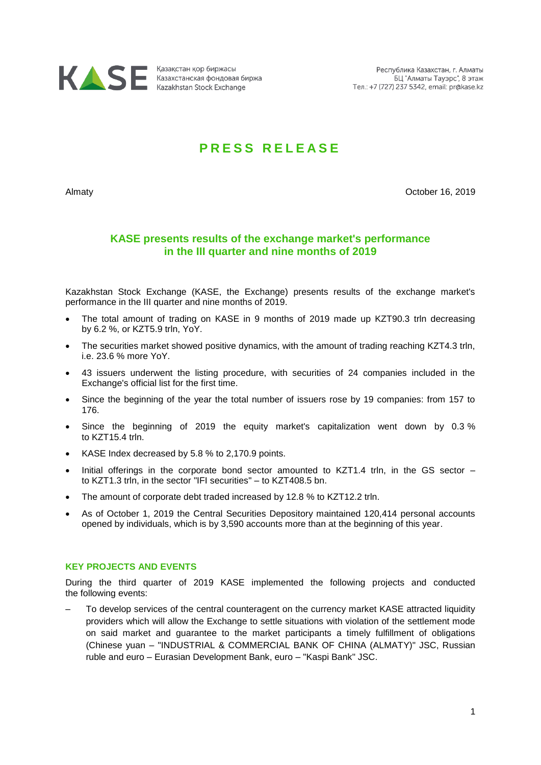KASE Қазақстан қор биржасы
Казахстанская фондовая биржа
Kazakhstan Stock Exchange

Республика Казахстан, г. Алматы
БЦ "Алматы Тауэрс", 8 этаж
Тел.: +7 (727) 237 5342, email: pr@kase.kz

# PRESS RELEASE

Almaty

October 16, 2019

## KASE presents results of the exchange market's performance in the III quarter and nine months of 2019

Kazakhstan Stock Exchange (KASE, the Exchange) presents results of the exchange market's performance in the III quarter and nine months of 2019.

- The total amount of trading on KASE in 9 months of 2019 made up KZT90.3 trln decreasing by 6.2 %, or KZT5.9 trln, YoY.
- The securities market showed positive dynamics, with the amount of trading reaching KZT4.3 trln, i.e. 23.6 % more YoY.
- 43 issuers underwent the listing procedure, with securities of 24 companies included in the Exchange's official list for the first time.
- Since the beginning of the year the total number of issuers rose by 19 companies: from 157 to 176.
- Since the beginning of 2019 the equity market's capitalization went down by 0.3 % to KZT15.4 trln.
- KASE Index decreased by 5.8 % to 2,170.9 points.
- Initial offerings in the corporate bond sector amounted to KZT1.4 trln, in the GS sector – to KZT1.3 trln, in the sector "IFI securities" – to KZT408.5 bn.
- The amount of corporate debt traded increased by 12.8 % to KZT12.2 trln.
- As of October 1, 2019 the Central Securities Depository maintained 120,414 personal accounts opened by individuals, which is by 3,590 accounts more than at the beginning of this year.

### KEY PROJECTS AND EVENTS

During the third quarter of 2019 KASE implemented the following projects and conducted the following events:

– To develop services of the central counteragent on the currency market KASE attracted liquidity providers which will allow the Exchange to settle situations with violation of the settlement mode on said market and guarantee to the market participants a timely fulfillment of obligations (Chinese yuan – "INDUSTRIAL & COMMERCIAL BANK OF CHINA (ALMATY)" JSC, Russian ruble and euro – Eurasian Development Bank, euro – "Kaspi Bank" JSC.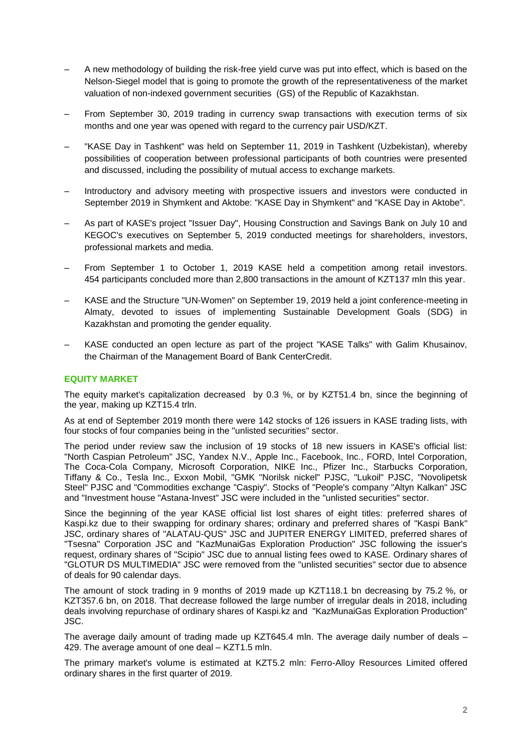- A new methodology of building the risk-free yield curve was put into effect, which is based on the Nelson-Siegel model that is going to promote the growth of the representativeness of the market valuation of non-indexed government securities (GS) of the Republic of Kazakhstan.
- From September 30, 2019 trading in currency swap transactions with execution terms of six months and one year was opened with regard to the currency pair USD/KZT.
- "KASE Day in Tashkent" was held on September 11, 2019 in Tashkent (Uzbekistan), whereby possibilities of cooperation between professional participants of both countries were presented and discussed, including the possibility of mutual access to exchange markets.
- Introductory and advisory meeting with prospective issuers and investors were conducted in September 2019 in Shymkent and Aktobe: "KASE Day in Shymkent" and "KASE Day in Aktobe".
- As part of KASE's project "Issuer Day", Housing Construction and Savings Bank on July 10 and KEGOC's executives on September 5, 2019 conducted meetings for shareholders, investors, professional markets and media.
- From September 1 to October 1, 2019 KASE held a competition among retail investors. 454 participants concluded more than 2,800 transactions in the amount of KZT137 mln this year.
- KASE and the Structure "UN-Women" on September 19, 2019 held a joint conference-meeting in Almaty, devoted to issues of implementing Sustainable Development Goals (SDG) in Kazakhstan and promoting the gender equality.
- KASE conducted an open lecture as part of the project "KASE Talks" with Galim Khusainov, the Chairman of the Management Board of Bank CenterCredit.

## EQUITY MARKET

The equity market's capitalization decreased by 0.3 %, or by KZT51.4 bn, since the beginning of the year, making up KZT15.4 trln.

As at end of September 2019 month there were 142 stocks of 126 issuers in KASE trading lists, with four stocks of four companies being in the "unlisted securities" sector.

The period under review saw the inclusion of 19 stocks of 18 new issuers in KASE's official list: "North Caspian Petroleum" JSC, Yandex N.V., Apple Inc., Facebook, Inc., FORD, Intel Corporation, The Coca-Cola Company, Microsoft Corporation, NIKE Inc., Pfizer Inc., Starbucks Corporation, Tiffany & Co., Tesla Inc., Exxon Mobil, "GMK "Norilsk nickel" PJSC, "Lukoil" PJSC, "Novolipetsk Steel" PJSC and "Commodities exchange "Caspiy". Stocks of "People's company "Altyn Kalkan" JSC and "Investment house "Astana-Invest" JSC were included in the "unlisted securities" sector.

Since the beginning of the year KASE official list lost shares of eight titles: preferred shares of Kaspi.kz due to their swapping for ordinary shares; ordinary and preferred shares of "Kaspi Bank" JSC, ordinary shares of "ALATAU-QUS" JSC and JUPITER ENERGY LIMITED, preferred shares of "Tsesna" Corporation JSC and "KazMunaiGas Exploration Production" JSC following the issuer's request, ordinary shares of "Scipio" JSC due to annual listing fees owed to KASE. Ordinary shares of "GLOTUR DS MULTIMEDIA" JSC were removed from the "unlisted securities" sector due to absence of deals for 90 calendar days.

The amount of stock trading in 9 months of 2019 made up KZT118.1 bn decreasing by 75.2 %, or KZT357.6 bn, on 2018. That decrease followed the large number of irregular deals in 2018, including deals involving repurchase of ordinary shares of Kaspi.kz and "KazMunaiGas Exploration Production" JSC.

The average daily amount of trading made up KZT645.4 mln. The average daily number of deals – 429. The average amount of one deal – KZT1.5 mln.

The primary market's volume is estimated at KZT5.2 mln: Ferro-Alloy Resources Limited offered ordinary shares in the first quarter of 2019.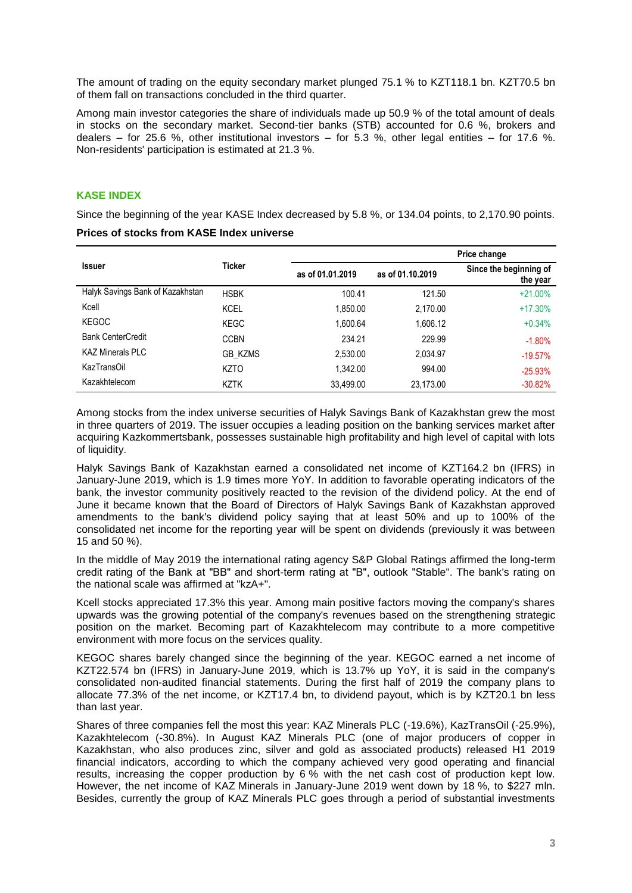The amount of trading on the equity secondary market plunged 75.1 % to KZT118.1 bn. KZT70.5 bn of them fall on transactions concluded in the third quarter.

Among main investor categories the share of individuals made up 50.9 % of the total amount of deals in stocks on the secondary market. Second-tier banks (STB) accounted for 0.6 %, brokers and dealers – for 25.6 %, other institutional investors – for 5.3 %, other legal entities – for 17.6 %. Non-residents' participation is estimated at 21.3 %.

## KASE INDEX

Since the beginning of the year KASE Index decreased by 5.8 %, or 134.04 points, to 2,170.90 points.

**Prices of stocks from KASE Index universe**

| Issuer | Ticker | Price change | | |
|---|---|---|---|---|
| | | as of 01.01.2019 | as of 01.10.2019 | Since the beginning of the year |
| Halyk Savings Bank of Kazakhstan | HSBK | 100.41 | 121.50 | +21.00% |
| Kcell | KCEL | 1,850.00 | 2,170.00 | +17.30% |
| KEGOC | KEGC | 1,600.64 | 1,606.12 | +0.34% |
| Bank CenterCredit | CCBN | 234.21 | 229.99 | -1.80% |
| KAZ Minerals PLC | GB_KZMS | 2,530.00 | 2,034.97 | -19.57% |
| KazTransOil | KZTO | 1,342.00 | 994.00 | -25.93% |
| Kazakhtelecom | KZTK | 33,499.00 | 23,173.00 | -30.82% |

Among stocks from the index universe securities of Halyk Savings Bank of Kazakhstan grew the most in three quarters of 2019. The issuer occupies a leading position on the banking services market after acquiring Kazkommertsbank, possesses sustainable high profitability and high level of capital with lots of liquidity.

Halyk Savings Bank of Kazakhstan earned a consolidated net income of KZT164.2 bn (IFRS) in January-June 2019, which is 1.9 times more YoY. In addition to favorable operating indicators of the bank, the investor community positively reacted to the revision of the dividend policy. At the end of June it became known that the Board of Directors of Halyk Savings Bank of Kazakhstan approved amendments to the bank's dividend policy saying that at least 50% and up to 100% of the consolidated net income for the reporting year will be spent on dividends (previously it was between 15 and 50 %).

In the middle of May 2019 the international rating agency S&P Global Ratings affirmed the long-term credit rating of the Bank at "BB" and short-term rating at "B", outlook "Stable". The bank's rating on the national scale was affirmed at "kzA+".

Kcell stocks appreciated 17.3% this year. Among main positive factors moving the company's shares upwards was the growing potential of the company's revenues based on the strengthening strategic position on the market. Becoming part of Kazakhtelecom may contribute to a more competitive environment with more focus on the services quality.

KEGOC shares barely changed since the beginning of the year. KEGOC earned a net income of KZT22.574 bn (IFRS) in January-June 2019, which is 13.7% up YoY, it is said in the company's consolidated non-audited financial statements. During the first half of 2019 the company plans to allocate 77.3% of the net income, or KZT17.4 bn, to dividend payout, which is by KZT20.1 bn less than last year.

Shares of three companies fell the most this year: KAZ Minerals PLC (-19.6%), KazTransOil (-25.9%), Kazakhtelecom (-30.8%). In August KAZ Minerals PLC (one of major producers of copper in Kazakhstan, who also produces zinc, silver and gold as associated products) released H1 2019 financial indicators, according to which the company achieved very good operating and financial results, increasing the copper production by 6 % with the net cash cost of production kept low. However, the net income of KAZ Minerals in January-June 2019 went down by 18 %, to $227 mln. Besides, currently the group of KAZ Minerals PLC goes through a period of substantial investments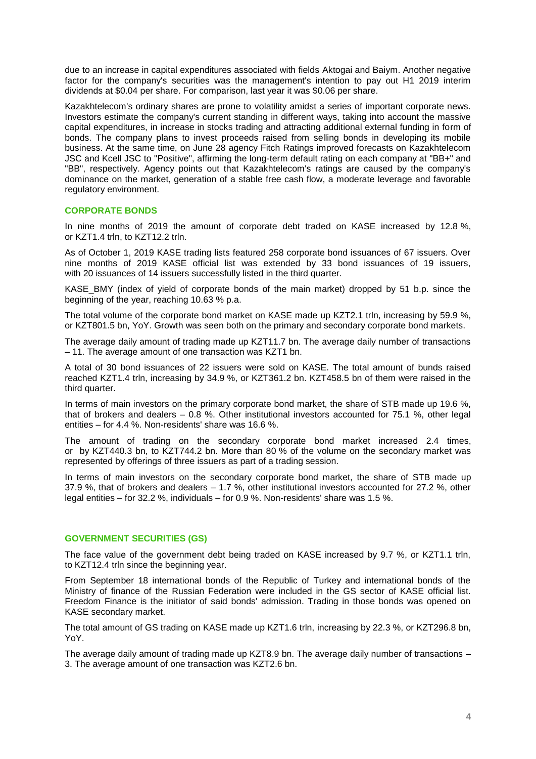due to an increase in capital expenditures associated with fields Aktogai and Baiym. Another negative factor for the company's securities was the management's intention to pay out H1 2019 interim dividends at $0.04 per share. For comparison, last year it was $0.06 per share.

Kazakhtelecom's ordinary shares are prone to volatility amidst a series of important corporate news. Investors estimate the company's current standing in different ways, taking into account the massive capital expenditures, in increase in stocks trading and attracting additional external funding in form of bonds. The company plans to invest proceeds raised from selling bonds in developing its mobile business. At the same time, on June 28 agency Fitch Ratings improved forecasts on Kazakhtelecom JSC and Kcell JSC to "Positive", affirming the long-term default rating on each company at "BB+" and "BB", respectively. Agency points out that Kazakhtelecom's ratings are caused by the company's dominance on the market, generation of a stable free cash flow, a moderate leverage and favorable regulatory environment.

## CORPORATE BONDS

In nine months of 2019 the amount of corporate debt traded on KASE increased by 12.8 %, or KZT1.4 trln, to KZT12.2 trln.

As of October 1, 2019 KASE trading lists featured 258 corporate bond issuances of 67 issuers. Over nine months of 2019 KASE official list was extended by 33 bond issuances of 19 issuers, with 20 issuances of 14 issuers successfully listed in the third quarter.

KASE_BMY (index of yield of corporate bonds of the main market) dropped by 51 b.p. since the beginning of the year, reaching 10.63 % p.a.

The total volume of the corporate bond market on KASE made up KZT2.1 trln, increasing by 59.9 %, or KZT801.5 bn, YoY. Growth was seen both on the primary and secondary corporate bond markets.

The average daily amount of trading made up KZT11.7 bn. The average daily number of transactions – 11. The average amount of one transaction was KZT1 bn.

A total of 30 bond issuances of 22 issuers were sold on KASE. The total amount of bunds raised reached KZT1.4 trln, increasing by 34.9 %, or KZT361.2 bn. KZT458.5 bn of them were raised in the third quarter.

In terms of main investors on the primary corporate bond market, the share of STB made up 19.6 %, that of brokers and dealers – 0.8 %. Other institutional investors accounted for 75.1 %, other legal entities – for 4.4 %. Non-residents' share was 16.6 %.

The amount of trading on the secondary corporate bond market increased 2.4 times, or by KZT440.3 bn, to KZT744.2 bn. More than 80 % of the volume on the secondary market was represented by offerings of three issuers as part of a trading session.

In terms of main investors on the secondary corporate bond market, the share of STB made up 37.9 %, that of brokers and dealers – 1.7 %, other institutional investors accounted for 27.2 %, other legal entities – for 32.2 %, individuals – for 0.9 %. Non-residents' share was 1.5 %.

## GOVERNMENT SECURITIES (GS)

The face value of the government debt being traded on KASE increased by 9.7 %, or KZT1.1 trln, to KZT12.4 trln since the beginning year.

From September 18 international bonds of the Republic of Turkey and international bonds of the Ministry of finance of the Russian Federation were included in the GS sector of KASE official list. Freedom Finance is the initiator of said bonds' admission. Trading in those bonds was opened on KASE secondary market.

The total amount of GS trading on KASE made up KZT1.6 trln, increasing by 22.3 %, or KZT296.8 bn, YoY.

The average daily amount of trading made up KZT8.9 bn. The average daily number of transactions – 3. The average amount of one transaction was KZT2.6 bn.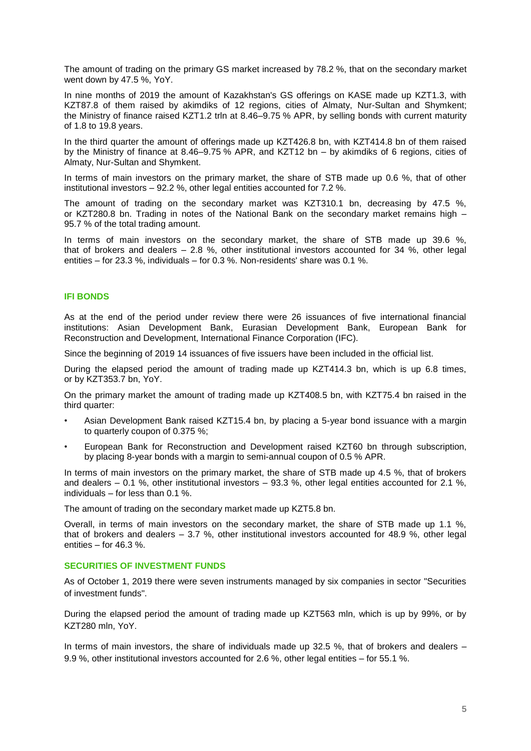The amount of trading on the primary GS market increased by 78.2 %, that on the secondary market went down by 47.5 %, YoY.

In nine months of 2019 the amount of Kazakhstan's GS offerings on KASE made up KZT1.3, with KZT87.8 of them raised by akimdiks of 12 regions, cities of Almaty, Nur-Sultan and Shymkent; the Ministry of finance raised KZT1.2 trln at 8.46–9.75 % APR, by selling bonds with current maturity of 1.8 to 19.8 years.

In the third quarter the amount of offerings made up KZT426.8 bn, with KZT414.8 bn of them raised by the Ministry of finance at 8.46–9.75 % APR, and KZT12 bn – by akimdiks of 6 regions, cities of Almaty, Nur-Sultan and Shymkent.

In terms of main investors on the primary market, the share of STB made up 0.6 %, that of other institutional investors – 92.2 %, other legal entities accounted for 7.2 %.

The amount of trading on the secondary market was KZT310.1 bn, decreasing by 47.5 %, or KZT280.8 bn. Trading in notes of the National Bank on the secondary market remains high – 95.7 % of the total trading amount.

In terms of main investors on the secondary market, the share of STB made up 39.6 %, that of brokers and dealers – 2.8 %, other institutional investors accounted for 34 %, other legal entities – for 23.3 %, individuals – for 0.3 %. Non-residents' share was 0.1 %.

## IFI BONDS

As at the end of the period under review there were 26 issuances of five international financial institutions: Asian Development Bank, Eurasian Development Bank, European Bank for Reconstruction and Development, International Finance Corporation (IFC).

Since the beginning of 2019 14 issuances of five issuers have been included in the official list.

During the elapsed period the amount of trading made up KZT414.3 bn, which is up 6.8 times, or by KZT353.7 bn, YoY.

On the primary market the amount of trading made up KZT408.5 bn, with KZT75.4 bn raised in the third quarter:

- Asian Development Bank raised KZT15.4 bn, by placing a 5-year bond issuance with a margin to quarterly coupon of 0.375 %;
- European Bank for Reconstruction and Development raised KZT60 bn through subscription, by placing 8-year bonds with a margin to semi-annual coupon of 0.5 % APR.

In terms of main investors on the primary market, the share of STB made up 4.5 %, that of brokers and dealers – 0.1 %, other institutional investors – 93.3 %, other legal entities accounted for 2.1 %, individuals – for less than 0.1 %.

The amount of trading on the secondary market made up KZT5.8 bn.

Overall, in terms of main investors on the secondary market, the share of STB made up 1.1 %, that of brokers and dealers – 3.7 %, other institutional investors accounted for 48.9 %, other legal entities – for 46.3 %.

## SECURITIES OF INVESTMENT FUNDS

As of October 1, 2019 there were seven instruments managed by six companies in sector "Securities of investment funds".

During the elapsed period the amount of trading made up KZT563 mln, which is up by 99%, or by KZT280 mln, YoY.

In terms of main investors, the share of individuals made up 32.5 %, that of brokers and dealers – 9.9 %, other institutional investors accounted for 2.6 %, other legal entities – for 55.1 %.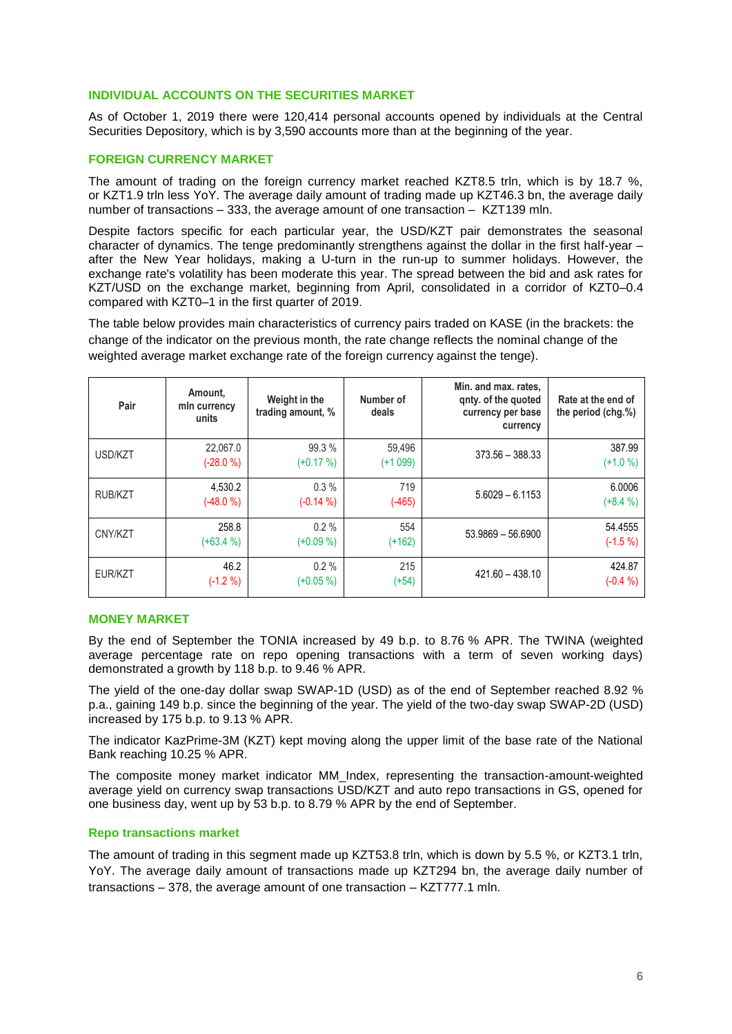## INDIVIDUAL ACCOUNTS ON THE SECURITIES MARKET

As of October 1, 2019 there were 120,414 personal accounts opened by individuals at the Central Securities Depository, which is by 3,590 accounts more than at the beginning of the year.

## FOREIGN CURRENCY MARKET

The amount of trading on the foreign currency market reached KZT8.5 trln, which is by 18.7 %, or KZT1.9 trln less YoY. The average daily amount of trading made up KZT46.3 bn, the average daily number of transactions – 333, the average amount of one transaction – KZT139 mln.

Despite factors specific for each particular year, the USD/KZT pair demonstrates the seasonal character of dynamics. The tenge predominantly strengthens against the dollar in the first half-year – after the New Year holidays, making a U-turn in the run-up to summer holidays. However, the exchange rate's volatility has been moderate this year. The spread between the bid and ask rates for KZT/USD on the exchange market, beginning from April, consolidated in a corridor of KZT0–0.4 compared with KZT0–1 in the first quarter of 2019.

The table below provides main characteristics of currency pairs traded on KASE (in the brackets: the change of the indicator on the previous month, the rate change reflects the nominal change of the weighted average market exchange rate of the foreign currency against the tenge).

| Pair | Amount, mln currency units | Weight in the trading amount, % | Number of deals | Min. and max. rates, qnty. of the quoted currency per base currency | Rate at the end of the period (chg.%) |
|---|---|---|---|---|---|
| USD/KZT | 22,067.0 (-28.0 %) | 99.3 % (+0.17 %) | 59,496 (+1 099) | 373.56 – 388.33 | 387.99 (+1.0 %) |
| RUB/KZT | 4,530.2 (-48.0 %) | 0.3 % (-0.14 %) | 719 (-465) | 5.6029 – 6.1153 | 6.0006 (+8.4 %) |
| CNY/KZT | 258.8 (+63.4 %) | 0.2 % (+0.09 %) | 554 (+162) | 53.9869 – 56.6900 | 54.4555 (-1.5 %) |
| EUR/KZT | 46.2 (-1.2 %) | 0.2 % (+0.05 %) | 215 (+54) | 421.60 – 438.10 | 424.87 (-0.4 %) |

## MONEY MARKET

By the end of September the TONIA increased by 49 b.p. to 8.76 % APR. The TWINA (weighted average percentage rate on repo opening transactions with a term of seven working days) demonstrated a growth by 118 b.p. to 9.46 % APR.

The yield of the one-day dollar swap SWAP-1D (USD) as of the end of September reached 8.92 % p.a., gaining 149 b.p. since the beginning of the year. The yield of the two-day swap SWAP-2D (USD) increased by 175 b.p. to 9.13 % APR.

The indicator KazPrime-3M (KZT) kept moving along the upper limit of the base rate of the National Bank reaching 10.25 % APR.

The composite money market indicator MM_Index, representing the transaction-amount-weighted average yield on currency swap transactions USD/KZT and auto repo transactions in GS, opened for one business day, went up by 53 b.p. to 8.79 % APR by the end of September.

### Repo transactions market

The amount of trading in this segment made up KZT53.8 trln, which is down by 5.5 %, or KZT3.1 trln, YoY. The average daily amount of transactions made up KZT294 bn, the average daily number of transactions – 378, the average amount of one transaction – KZT777.1 mln.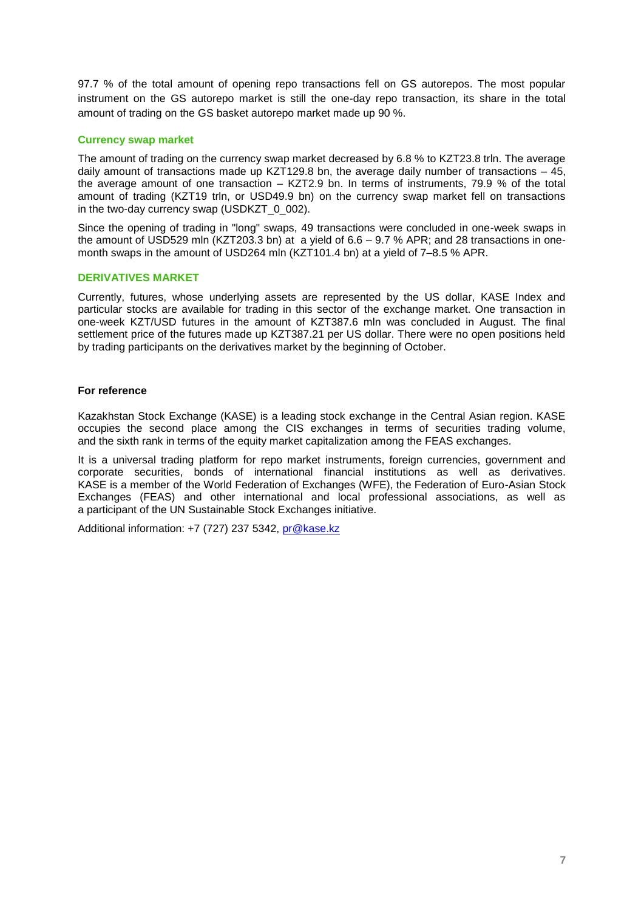97.7 % of the total amount of opening repo transactions fell on GS autorepos. The most popular instrument on the GS autorepo market is still the one-day repo transaction, its share in the total amount of trading on the GS basket autorepo market made up 90 %.

### Currency swap market

The amount of trading on the currency swap market decreased by 6.8 % to KZT23.8 trln. The average daily amount of transactions made up KZT129.8 bn, the average daily number of transactions – 45, the average amount of one transaction – KZT2.9 bn. In terms of instruments, 79.9 % of the total amount of trading (KZT19 trln, or USD49.9 bn) on the currency swap market fell on transactions in the two-day currency swap (USDKZT_0_002).

Since the opening of trading in "long" swaps, 49 transactions were concluded in one-week swaps in the amount of USD529 mln (KZT203.3 bn) at a yield of 6.6 – 9.7 % APR; and 28 transactions in one-month swaps in the amount of USD264 mln (KZT101.4 bn) at a yield of 7–8.5 % APR.

## DERIVATIVES MARKET

Currently, futures, whose underlying assets are represented by the US dollar, KASE Index and particular stocks are available for trading in this sector of the exchange market. One transaction in one-week KZT/USD futures in the amount of KZT387.6 mln was concluded in August. The final settlement price of the futures made up KZT387.21 per US dollar. There were no open positions held by trading participants on the derivatives market by the beginning of October.

**For reference**

Kazakhstan Stock Exchange (KASE) is a leading stock exchange in the Central Asian region. KASE occupies the second place among the CIS exchanges in terms of securities trading volume, and the sixth rank in terms of the equity market capitalization among the FEAS exchanges.

It is a universal trading platform for repo market instruments, foreign currencies, government and corporate securities, bonds of international financial institutions as well as derivatives. KASE is a member of the World Federation of Exchanges (WFE), the Federation of Euro-Asian Stock Exchanges (FEAS) and other international and local professional associations, as well as a participant of the UN Sustainable Stock Exchanges initiative.

Additional information: +7 (727) 237 5342, [pr@kase.kz](mailto:pr@kase.kz)